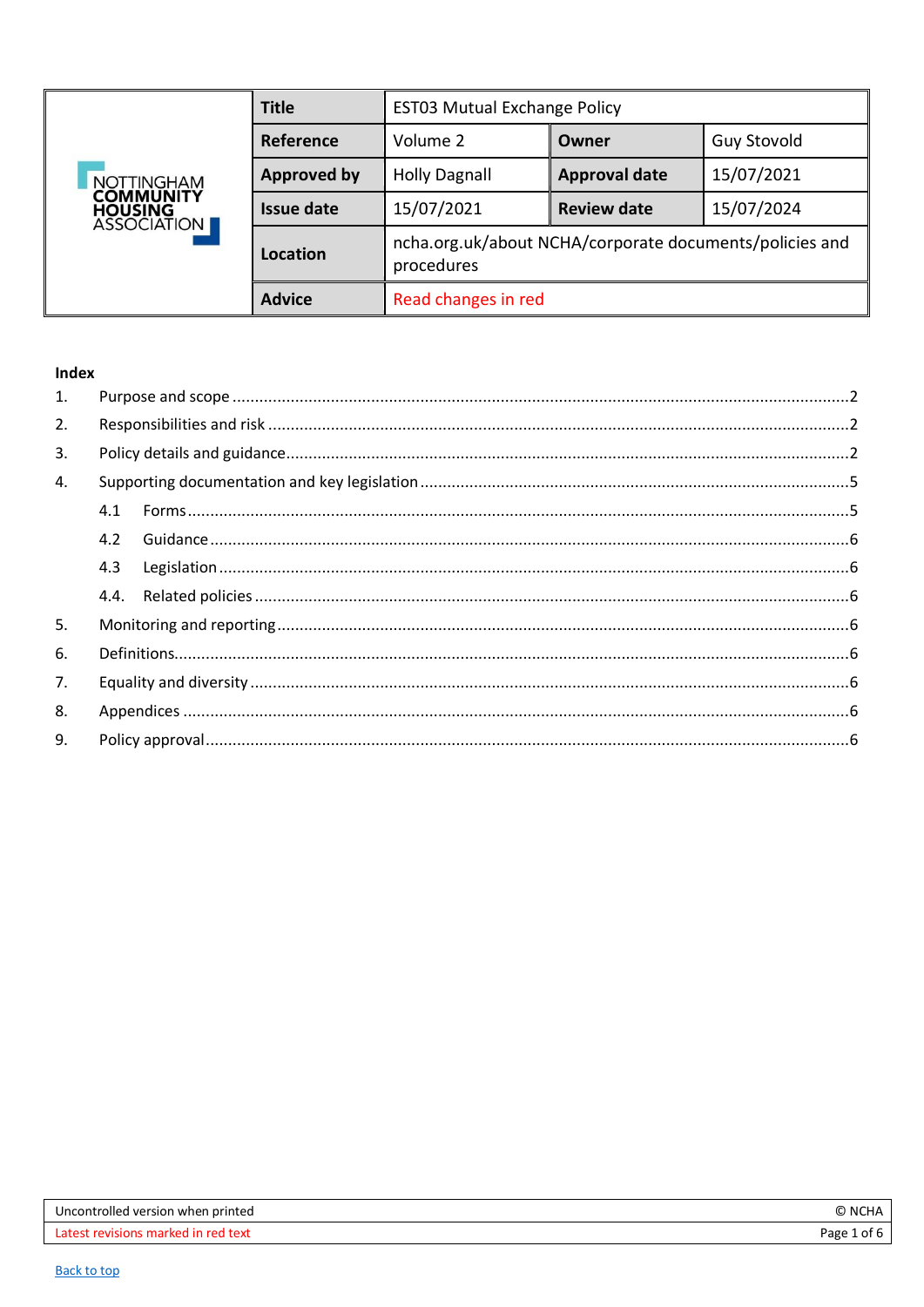| | | | | |
|---|---|---|---|---|
| NOTTINGHAM COMMUNITY HOUSING ASSOCIATION | **Title** | EST03 Mutual Exchange Policy | | |
| | **Reference** | Volume 2 | **Owner** | Guy Stovold |
| | **Approved by** | Holly Dagnall | **Approval date** | 15/07/2021 |
| | **Issue date** | 15/07/2021 | **Review date** | 15/07/2024 |
| | **Location** | ncha.org.uk/about NCHA/corporate documents/policies and procedures | | |
| | **Advice** | Read changes in red | | |

**Index**

1. Purpose and scope ........ 2
2. Responsibilities and risk ........ 2
3. Policy details and guidance ........ 2
4. Supporting documentation and key legislation ........ 5
   - 4.1 Forms ........ 5
   - 4.2 Guidance ........ 6
   - 4.3 Legislation ........ 6
   - 4.4. Related policies ........ 6
5. Monitoring and reporting ........ 6
6. Definitions ........ 6
7. Equality and diversity ........ 6
8. Appendices ........ 6
9. Policy approval ........ 6

Uncontrolled version when printed — © NCHA

Latest revisions marked in red text

Back to top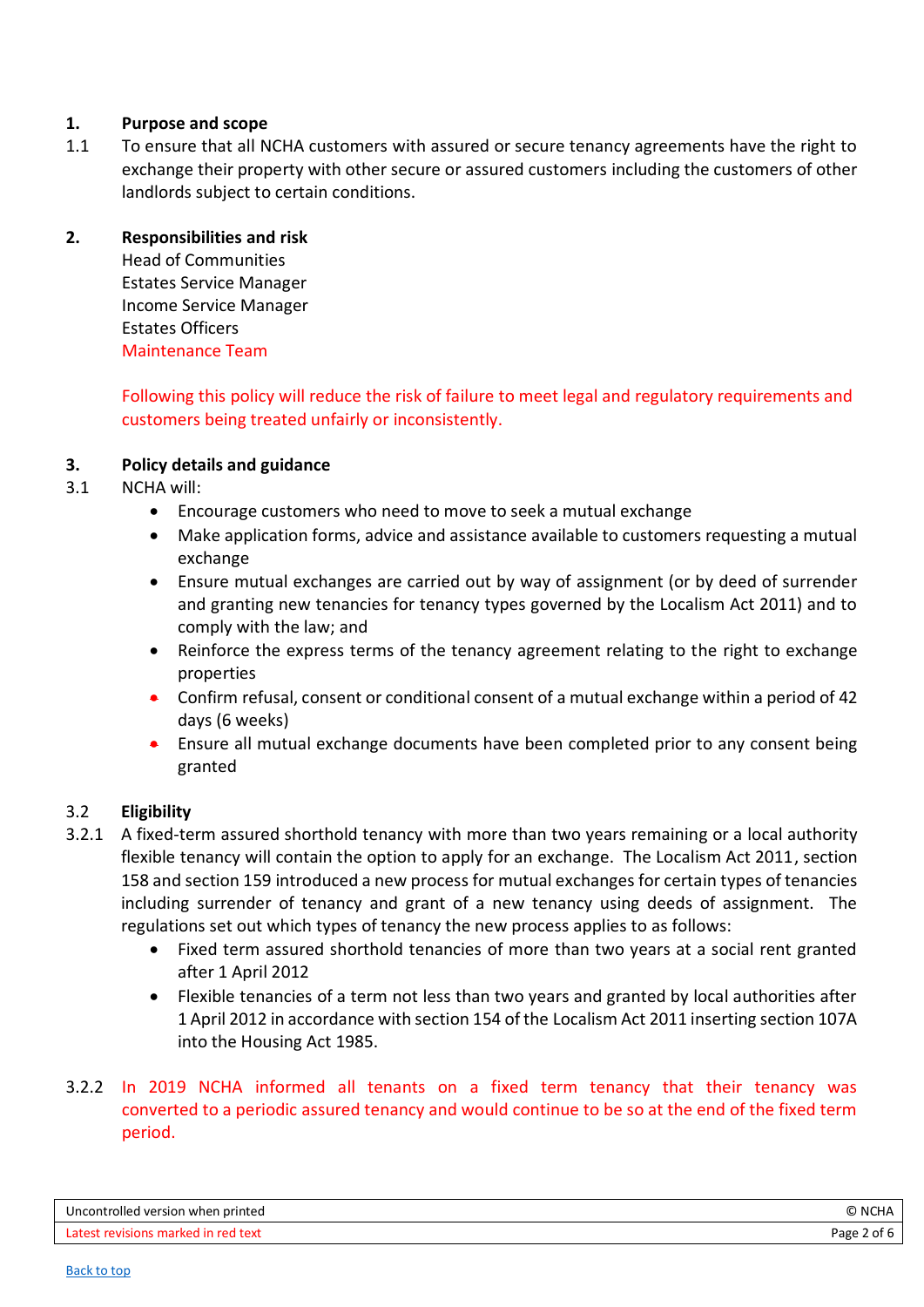## 1. Purpose and scope

1.1 To ensure that all NCHA customers with assured or secure tenancy agreements have the right to exchange their property with other secure or assured customers including the customers of other landlords subject to certain conditions.

## 2. Responsibilities and risk

Head of Communities
Estates Service Manager
Income Service Manager
Estates Officers
Maintenance Team

Following this policy will reduce the risk of failure to meet legal and regulatory requirements and customers being treated unfairly or inconsistently.

## 3. Policy details and guidance

3.1 NCHA will:

- Encourage customers who need to move to seek a mutual exchange
- Make application forms, advice and assistance available to customers requesting a mutual exchange
- Ensure mutual exchanges are carried out by way of assignment (or by deed of surrender and granting new tenancies for tenancy types governed by the Localism Act 2011) and to comply with the law; and
- Reinforce the express terms of the tenancy agreement relating to the right to exchange properties
- Confirm refusal, consent or conditional consent of a mutual exchange within a period of 42 days (6 weeks)
- Ensure all mutual exchange documents have been completed prior to any consent being granted

### 3.2 Eligibility

3.2.1 A fixed-term assured shorthold tenancy with more than two years remaining or a local authority flexible tenancy will contain the option to apply for an exchange. The Localism Act 2011, section 158 and section 159 introduced a new process for mutual exchanges for certain types of tenancies including surrender of tenancy and grant of a new tenancy using deeds of assignment. The regulations set out which types of tenancy the new process applies to as follows:

- Fixed term assured shorthold tenancies of more than two years at a social rent granted after 1 April 2012
- Flexible tenancies of a term not less than two years and granted by local authorities after 1 April 2012 in accordance with section 154 of the Localism Act 2011 inserting section 107A into the Housing Act 1985.

3.2.2 In 2019 NCHA informed all tenants on a fixed term tenancy that their tenancy was converted to a periodic assured tenancy and would continue to be so at the end of the fixed term period.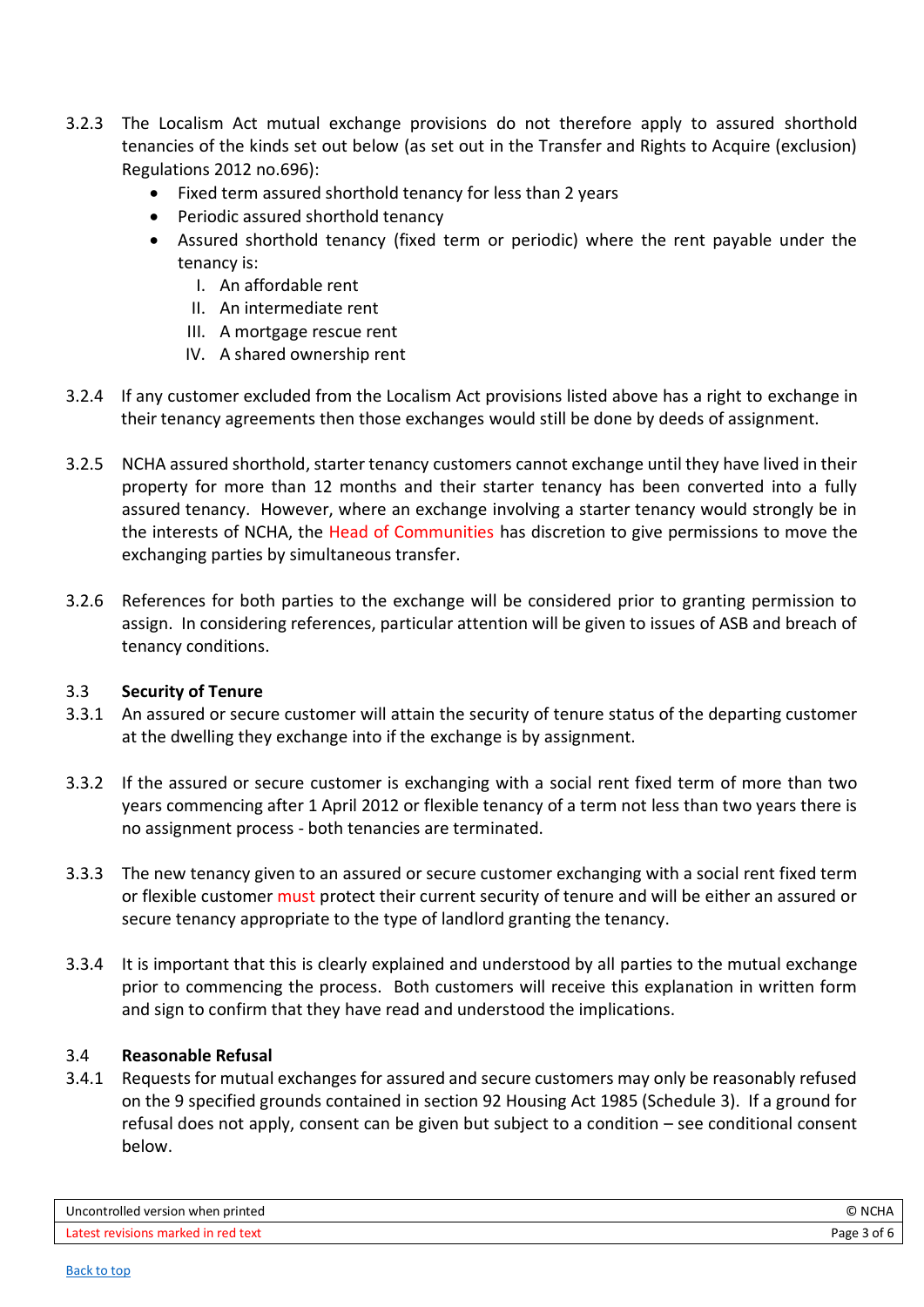3.2.3 The Localism Act mutual exchange provisions do not therefore apply to assured shorthold tenancies of the kinds set out below (as set out in the Transfer and Rights to Acquire (exclusion) Regulations 2012 no.696):

- Fixed term assured shorthold tenancy for less than 2 years
- Periodic assured shorthold tenancy
- Assured shorthold tenancy (fixed term or periodic) where the rent payable under the tenancy is:
    - I. An affordable rent
    - II. An intermediate rent
    - III. A mortgage rescue rent
    - IV. A shared ownership rent

3.2.4 If any customer excluded from the Localism Act provisions listed above has a right to exchange in their tenancy agreements then those exchanges would still be done by deeds of assignment.

3.2.5 NCHA assured shorthold, starter tenancy customers cannot exchange until they have lived in their property for more than 12 months and their starter tenancy has been converted into a fully assured tenancy. However, where an exchange involving a starter tenancy would strongly be in the interests of NCHA, the Head of Communities has discretion to give permissions to move the exchanging parties by simultaneous transfer.

3.2.6 References for both parties to the exchange will be considered prior to granting permission to assign. In considering references, particular attention will be given to issues of ASB and breach of tenancy conditions.

### 3.3 Security of Tenure

3.3.1 An assured or secure customer will attain the security of tenure status of the departing customer at the dwelling they exchange into if the exchange is by assignment.

3.3.2 If the assured or secure customer is exchanging with a social rent fixed term of more than two years commencing after 1 April 2012 or flexible tenancy of a term not less than two years there is no assignment process - both tenancies are terminated.

3.3.3 The new tenancy given to an assured or secure customer exchanging with a social rent fixed term or flexible customer must protect their current security of tenure and will be either an assured or secure tenancy appropriate to the type of landlord granting the tenancy.

3.3.4 It is important that this is clearly explained and understood by all parties to the mutual exchange prior to commencing the process. Both customers will receive this explanation in written form and sign to confirm that they have read and understood the implications.

### 3.4 Reasonable Refusal

3.4.1 Requests for mutual exchanges for assured and secure customers may only be reasonably refused on the 9 specified grounds contained in section 92 Housing Act 1985 (Schedule 3). If a ground for refusal does not apply, consent can be given but subject to a condition – see conditional consent below.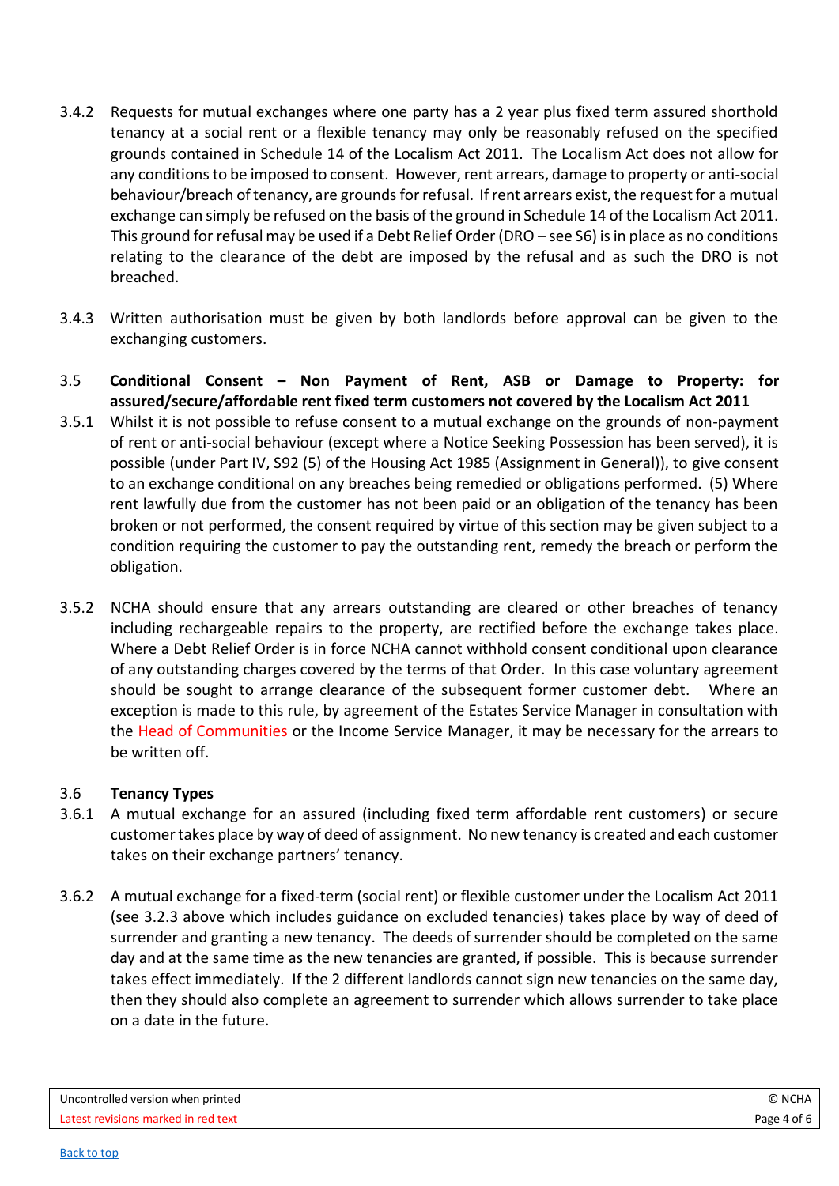3.4.2 Requests for mutual exchanges where one party has a 2 year plus fixed term assured shorthold tenancy at a social rent or a flexible tenancy may only be reasonably refused on the specified grounds contained in Schedule 14 of the Localism Act 2011. The Localism Act does not allow for any conditions to be imposed to consent. However, rent arrears, damage to property or anti-social behaviour/breach of tenancy, are grounds for refusal. If rent arrears exist, the request for a mutual exchange can simply be refused on the basis of the ground in Schedule 14 of the Localism Act 2011. This ground for refusal may be used if a Debt Relief Order (DRO – see S6) is in place as no conditions relating to the clearance of the debt are imposed by the refusal and as such the DRO is not breached.

3.4.3 Written authorisation must be given by both landlords before approval can be given to the exchanging customers.

### 3.5 Conditional Consent – Non Payment of Rent, ASB or Damage to Property: for assured/secure/affordable rent fixed term customers not covered by the Localism Act 2011

3.5.1 Whilst it is not possible to refuse consent to a mutual exchange on the grounds of non-payment of rent or anti-social behaviour (except where a Notice Seeking Possession has been served), it is possible (under Part IV, S92 (5) of the Housing Act 1985 (Assignment in General)), to give consent to an exchange conditional on any breaches being remedied or obligations performed. (5) Where rent lawfully due from the customer has not been paid or an obligation of the tenancy has been broken or not performed, the consent required by virtue of this section may be given subject to a condition requiring the customer to pay the outstanding rent, remedy the breach or perform the obligation.

3.5.2 NCHA should ensure that any arrears outstanding are cleared or other breaches of tenancy including rechargeable repairs to the property, are rectified before the exchange takes place. Where a Debt Relief Order is in force NCHA cannot withhold consent conditional upon clearance of any outstanding charges covered by the terms of that Order. In this case voluntary agreement should be sought to arrange clearance of the subsequent former customer debt. Where an exception is made to this rule, by agreement of the Estates Service Manager in consultation with the Head of Communities or the Income Service Manager, it may be necessary for the arrears to be written off.

### 3.6 Tenancy Types

3.6.1 A mutual exchange for an assured (including fixed term affordable rent customers) or secure customer takes place by way of deed of assignment. No new tenancy is created and each customer takes on their exchange partners' tenancy.

3.6.2 A mutual exchange for a fixed-term (social rent) or flexible customer under the Localism Act 2011 (see 3.2.3 above which includes guidance on excluded tenancies) takes place by way of deed of surrender and granting a new tenancy. The deeds of surrender should be completed on the same day and at the same time as the new tenancies are granted, if possible. This is because surrender takes effect immediately. If the 2 different landlords cannot sign new tenancies on the same day, then they should also complete an agreement to surrender which allows surrender to take place on a date in the future.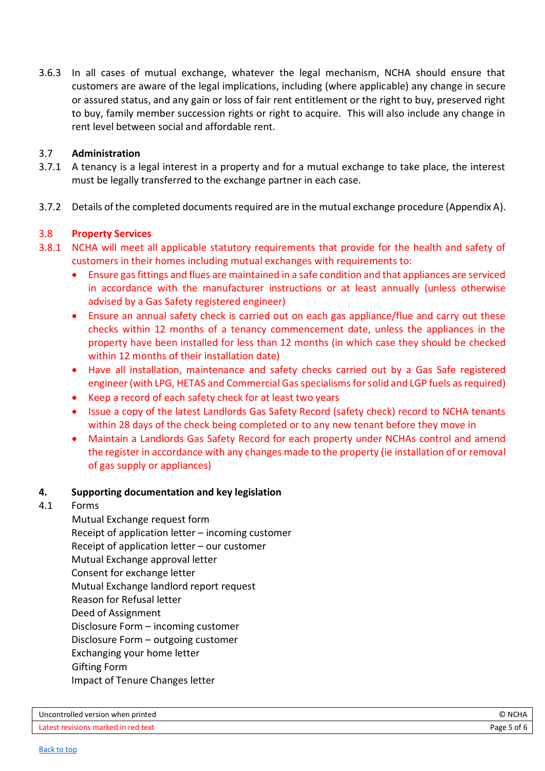3.6.3 In all cases of mutual exchange, whatever the legal mechanism, NCHA should ensure that customers are aware of the legal implications, including (where applicable) any change in secure or assured status, and any gain or loss of fair rent entitlement or the right to buy, preserved right to buy, family member succession rights or right to acquire. This will also include any change in rent level between social and affordable rent.

### 3.7 Administration

3.7.1 A tenancy is a legal interest in a property and for a mutual exchange to take place, the interest must be legally transferred to the exchange partner in each case.

3.7.2 Details of the completed documents required are in the mutual exchange procedure (Appendix A).

### 3.8 Property Services

3.8.1 NCHA will meet all applicable statutory requirements that provide for the health and safety of customers in their homes including mutual exchanges with requirements to:

- Ensure gas fittings and flues are maintained in a safe condition and that appliances are serviced in accordance with the manufacturer instructions or at least annually (unless otherwise advised by a Gas Safety registered engineer)
- Ensure an annual safety check is carried out on each gas appliance/flue and carry out these checks within 12 months of a tenancy commencement date, unless the appliances in the property have been installed for less than 12 months (in which case they should be checked within 12 months of their installation date)
- Have all installation, maintenance and safety checks carried out by a Gas Safe registered engineer (with LPG, HETAS and Commercial Gas specialisms for solid and LGP fuels as required)
- Keep a record of each safety check for at least two years
- Issue a copy of the latest Landlords Gas Safety Record (safety check) record to NCHA tenants within 28 days of the check being completed or to any new tenant before they move in
- Maintain a Landlords Gas Safety Record for each property under NCHAs control and amend the register in accordance with any changes made to the property (ie installation of or removal of gas supply or appliances)

## 4. Supporting documentation and key legislation

4.1 Forms

Mutual Exchange request form
Receipt of application letter – incoming customer
Receipt of application letter – our customer
Mutual Exchange approval letter
Consent for exchange letter
Mutual Exchange landlord report request
Reason for Refusal letter
Deed of Assignment
Disclosure Form – incoming customer
Disclosure Form – outgoing customer
Exchanging your home letter
Gifting Form
Impact of Tenure Changes letter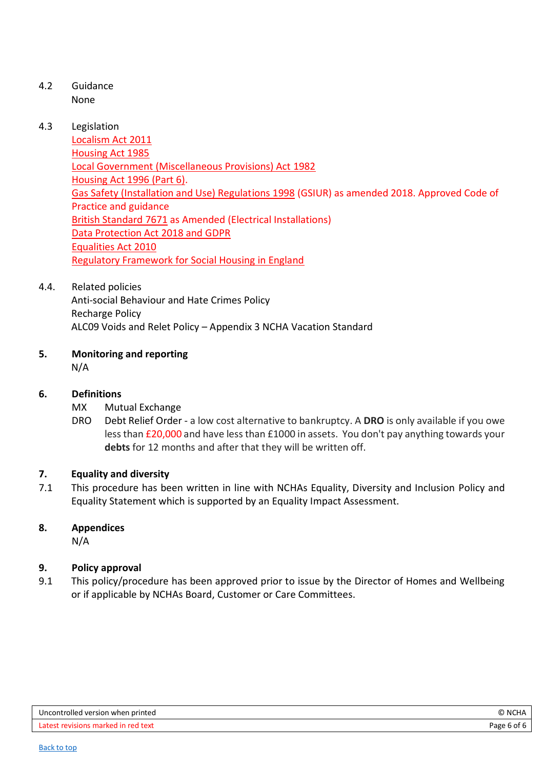4.2 Guidance

None

4.3 Legislation

Localism Act 2011
Housing Act 1985
Local Government (Miscellaneous Provisions) Act 1982
Housing Act 1996 (Part 6).
Gas Safety (Installation and Use) Regulations 1998 (GSIUR) as amended 2018. Approved Code of Practice and guidance
British Standard 7671 as Amended (Electrical Installations)
Data Protection Act 2018 and GDPR
Equalities Act 2010
Regulatory Framework for Social Housing in England

4.4. Related policies

Anti-social Behaviour and Hate Crimes Policy
Recharge Policy
ALC09 Voids and Relet Policy – Appendix 3 NCHA Vacation Standard

## 5. Monitoring and reporting

N/A

## 6. Definitions

MX Mutual Exchange

DRO Debt Relief Order - a low cost alternative to bankruptcy. A **DRO** is only available if you owe less than £20,000 and have less than £1000 in assets. You don't pay anything towards your **debts** for 12 months and after that they will be written off.

## 7. Equality and diversity

7.1 This procedure has been written in line with NCHAs Equality, Diversity and Inclusion Policy and Equality Statement which is supported by an Equality Impact Assessment.

## 8. Appendices

N/A

## 9. Policy approval

9.1 This policy/procedure has been approved prior to issue by the Director of Homes and Wellbeing or if applicable by NCHAs Board, Customer or Care Committees.

Back to top